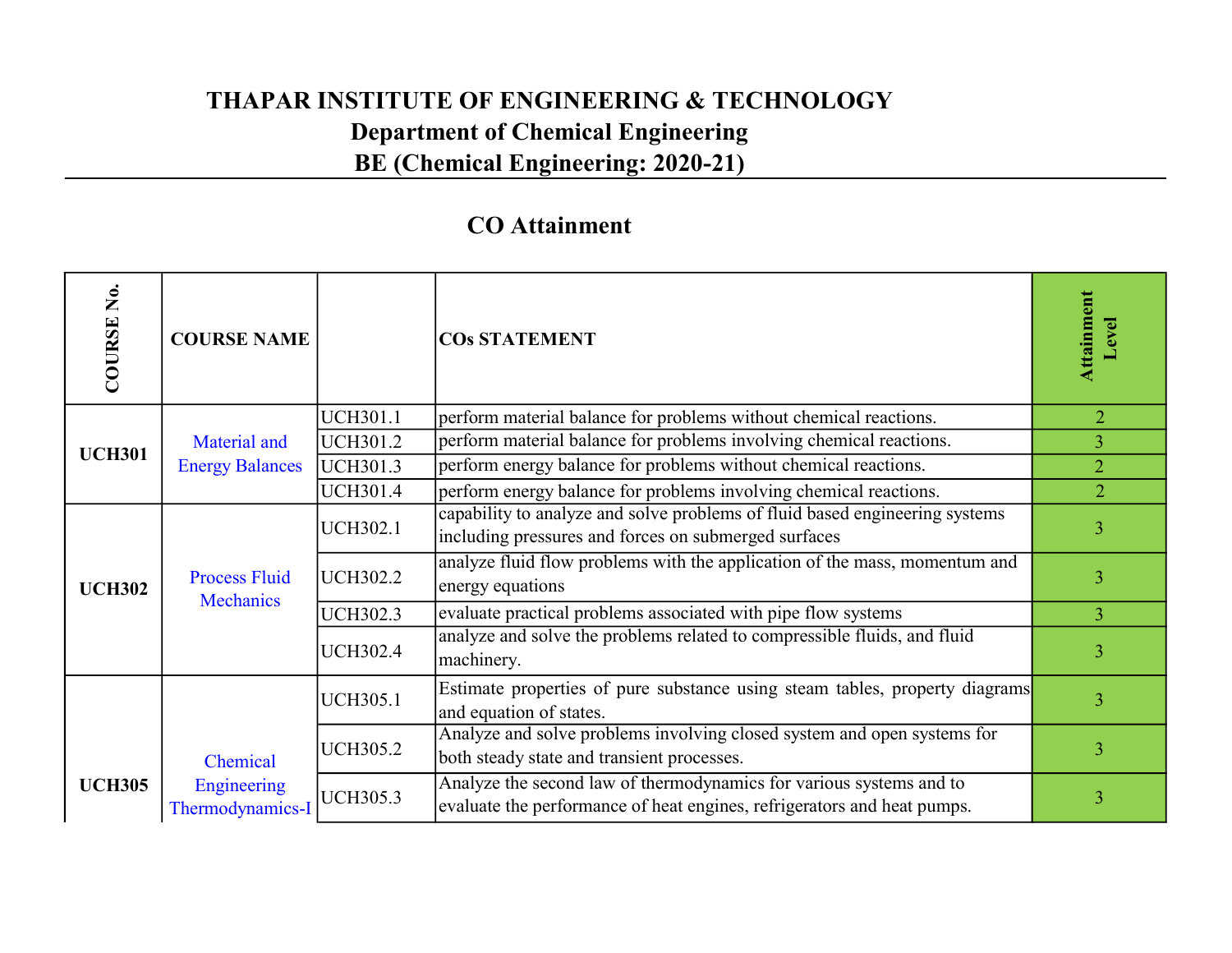# THAPAR INSTITUTE OF ENGINEERING & TECHNOLOGY

## Department of Chemical Engineering

## BE (Chemical Engineering: 2020-21)

## CO Attainment

| COURSE No. | COURSE NAME | | COs STATEMENT | Attainment Level |
|---|---|---|---|---|
| UCH301 | Material and Energy Balances | UCH301.1 | perform material balance for problems without chemical reactions. | 2 |
| | | UCH301.2 | perform material balance for problems involving chemical reactions. | 3 |
| | | UCH301.3 | perform energy balance for problems without chemical reactions. | 2 |
| | | UCH301.4 | perform energy balance for problems involving chemical reactions. | 2 |
| UCH302 | Process Fluid Mechanics | UCH302.1 | capability to analyze and solve problems of fluid based engineering systems including pressures and forces on submerged surfaces | 3 |
| | | UCH302.2 | analyze fluid flow problems with the application of the mass, momentum and energy equations | 3 |
| | | UCH302.3 | evaluate practical problems associated with pipe flow systems | 3 |
| | | UCH302.4 | analyze and solve the problems related to compressible fluids, and fluid machinery. | 3 |
| UCH305 | Chemical Engineering Thermodynamics-I | UCH305.1 | Estimate properties of pure substance using steam tables, property diagrams and equation of states. | 3 |
| | | UCH305.2 | Analyze and solve problems involving closed system and open systems for both steady state and transient processes. | 3 |
| | | UCH305.3 | Analyze the second law of thermodynamics for various systems and to evaluate the performance of heat engines, refrigerators and heat pumps. | 3 |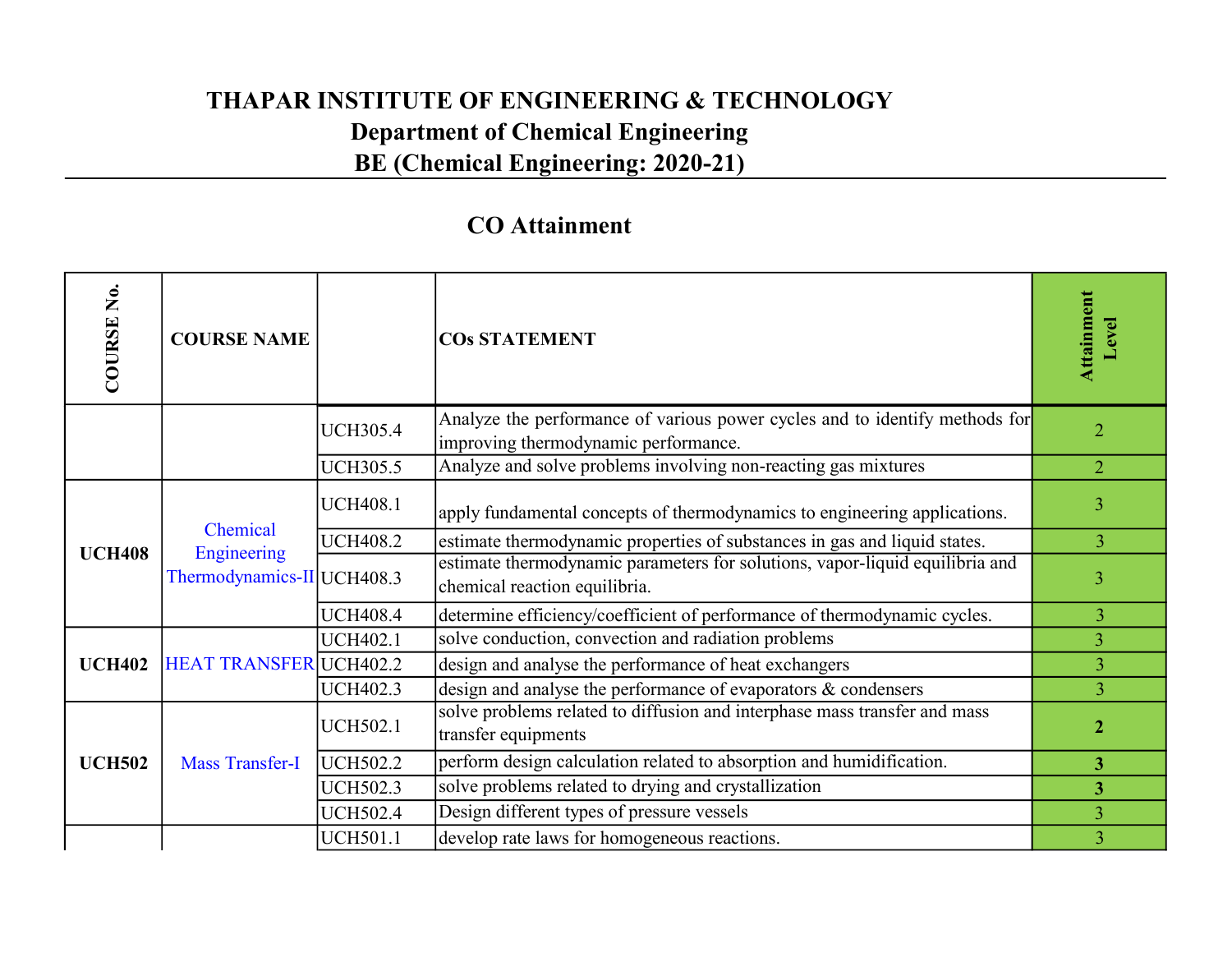# THAPAR INSTITUTE OF ENGINEERING & TECHNOLOGY

## Department of Chemical Engineering

## BE (Chemical Engineering: 2020-21)

## CO Attainment

| COURSE No. | COURSE NAME | | COs STATEMENT | Attainment Level |
|---|---|---|---|---|
| | | UCH305.4 | Analyze the performance of various power cycles and to identify methods for improving thermodynamic performance. | 2 |
| | | UCH305.5 | Analyze and solve problems involving non-reacting gas mixtures | 2 |
| **UCH408** | Chemical Engineering Thermodynamics-II | UCH408.1 | apply fundamental concepts of thermodynamics to engineering applications. | 3 |
| | | UCH408.2 | estimate thermodynamic properties of substances in gas and liquid states. | 3 |
| | | UCH408.3 | estimate thermodynamic parameters for solutions, vapor-liquid equilibria and chemical reaction equilibria. | 3 |
| | | UCH408.4 | determine efficiency/coefficient of performance of thermodynamic cycles. | 3 |
| **UCH402** | HEAT TRANSFER | UCH402.1 | solve conduction, convection and radiation problems | 3 |
| | | UCH402.2 | design and analyse the performance of heat exchangers | 3 |
| | | UCH402.3 | design and analyse the performance of evaporators & condensers | 3 |
| **UCH502** | Mass Transfer-I | UCH502.1 | solve problems related to diffusion and interphase mass transfer and mass transfer equipments | **2** |
| | | UCH502.2 | perform design calculation related to absorption and humidification. | **3** |
| | | UCH502.3 | solve problems related to drying and crystallization | **3** |
| | | UCH502.4 | Design different types of pressure vessels | 3 |
| | | UCH501.1 | develop rate laws for homogeneous reactions. | 3 |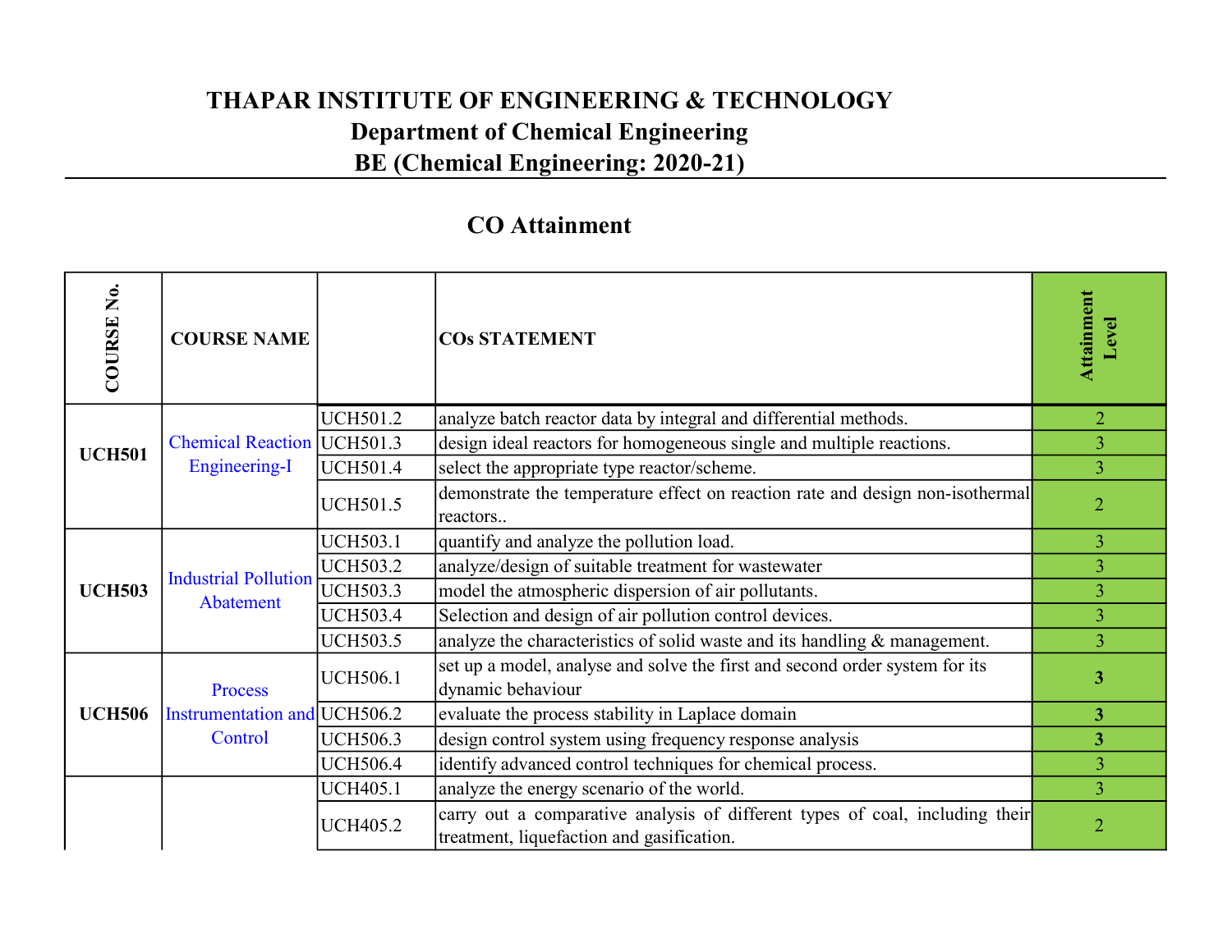# THAPAR INSTITUTE OF ENGINEERING & TECHNOLOGY

## Department of Chemical Engineering

## BE (Chemical Engineering: 2020-21)

## CO Attainment

| COURSE No. | COURSE NAME | | COs STATEMENT | Attainment Level |
|---|---|---|---|---|
| UCH501 | Chemical Reaction Engineering-I | UCH501.2 | analyze batch reactor data by integral and differential methods. | 2 |
| | | UCH501.3 | design ideal reactors for homogeneous single and multiple reactions. | 3 |
| | | UCH501.4 | select the appropriate type reactor/scheme. | 3 |
| | | UCH501.5 | demonstrate the temperature effect on reaction rate and design non-isothermal reactors.. | 2 |
| UCH503 | Industrial Pollution Abatement | UCH503.1 | quantify and analyze the pollution load. | 3 |
| | | UCH503.2 | analyze/design of suitable treatment for wastewater | 3 |
| | | UCH503.3 | model the atmospheric dispersion of air pollutants. | 3 |
| | | UCH503.4 | Selection and design of air pollution control devices. | 3 |
| | | UCH503.5 | analyze the characteristics of solid waste and its handling & management. | 3 |
| UCH506 | Process Instrumentation and Control | UCH506.1 | set up a model, analyse and solve the first and second order system for its dynamic behaviour | **3** |
| | | UCH506.2 | evaluate the process stability in Laplace domain | **3** |
| | | UCH506.3 | design control system using frequency response analysis | **3** |
| | | UCH506.4 | identify advanced control techniques for chemical process. | 3 |
| | | UCH405.1 | analyze the energy scenario of the world. | 3 |
| | | UCH405.2 | carry out a comparative analysis of different types of coal, including their treatment, liquefaction and gasification. | 2 |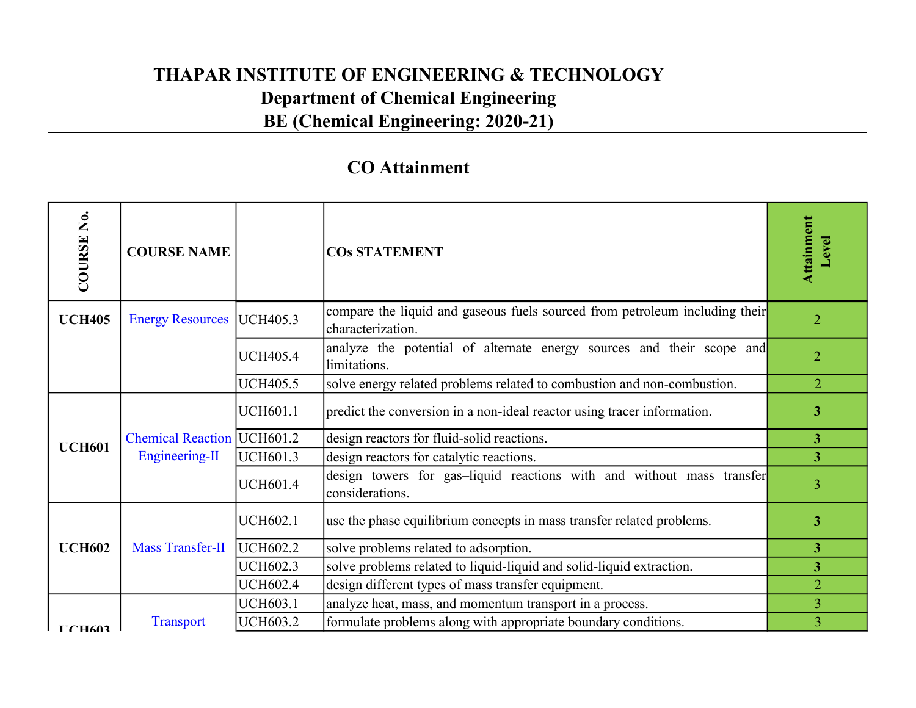# THAPAR INSTITUTE OF ENGINEERING & TECHNOLOGY

## Department of Chemical Engineering

## BE (Chemical Engineering: 2020-21)

## CO Attainment

| COURSE No. | COURSE NAME | | COs STATEMENT | Attainment Level |
|---|---|---|---|---|
| **UCH405** | Energy Resources | UCH405.3 | compare the liquid and gaseous fuels sourced from petroleum including their characterization. | 2 |
| | | UCH405.4 | analyze the potential of alternate energy sources and their scope and limitations. | 2 |
| | | UCH405.5 | solve energy related problems related to combustion and non-combustion. | 2 |
| **UCH601** | Chemical Reaction Engineering-II | UCH601.1 | predict the conversion in a non-ideal reactor using tracer information. | **3** |
| | | UCH601.2 | design reactors for fluid-solid reactions. | **3** |
| | | UCH601.3 | design reactors for catalytic reactions. | **3** |
| | | UCH601.4 | design towers for gas–liquid reactions with and without mass transfer considerations. | 3 |
| **UCH602** | Mass Transfer-II | UCH602.1 | use the phase equilibrium concepts in mass transfer related problems. | **3** |
| | | UCH602.2 | solve problems related to adsorption. | **3** |
| | | UCH602.3 | solve problems related to liquid-liquid and solid-liquid extraction. | **3** |
| | | UCH602.4 | design different types of mass transfer equipment. | 2 |
| **UCH603** | Transport | UCH603.1 | analyze heat, mass, and momentum transport in a process. | 3 |
| | | UCH603.2 | formulate problems along with appropriate boundary conditions. | 3 |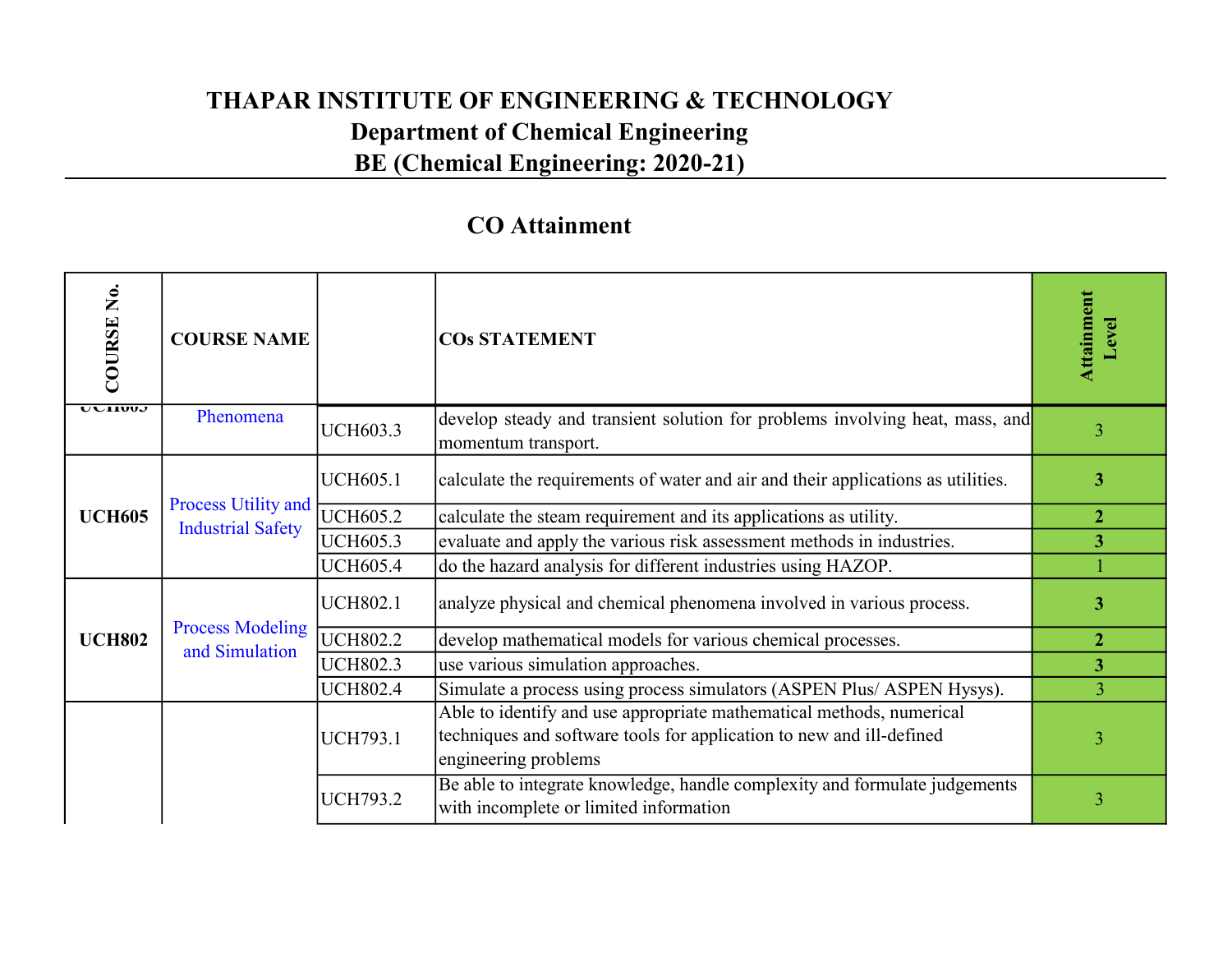# THAPAR INSTITUTE OF ENGINEERING & TECHNOLOGY
## Department of Chemical Engineering
## BE (Chemical Engineering: 2020-21)

## CO Attainment

| COURSE No. | COURSE NAME | | COs STATEMENT | Attainment Level |
|---|---|---|---|---|
| UCH603 | Phenomena | UCH603.3 | develop steady and transient solution for problems involving heat, mass, and momentum transport. | 3 |
| UCH605 | Process Utility and Industrial Safety | UCH605.1 | calculate the requirements of water and air and their applications as utilities. | **3** |
| | | UCH605.2 | calculate the steam requirement and its applications as utility. | **2** |
| | | UCH605.3 | evaluate and apply the various risk assessment methods in industries. | **3** |
| | | UCH605.4 | do the hazard analysis for different industries using HAZOP. | 1 |
| UCH802 | Process Modeling and Simulation | UCH802.1 | analyze physical and chemical phenomena involved in various process. | **3** |
| | | UCH802.2 | develop mathematical models for various chemical processes. | **2** |
| | | UCH802.3 | use various simulation approaches. | **3** |
| | | UCH802.4 | Simulate a process using process simulators (ASPEN Plus/ ASPEN Hysys). | 3 |
| | | UCH793.1 | Able to identify and use appropriate mathematical methods, numerical techniques and software tools for application to new and ill-defined engineering problems | 3 |
| | | UCH793.2 | Be able to integrate knowledge, handle complexity and formulate judgements with incomplete or limited information | 3 |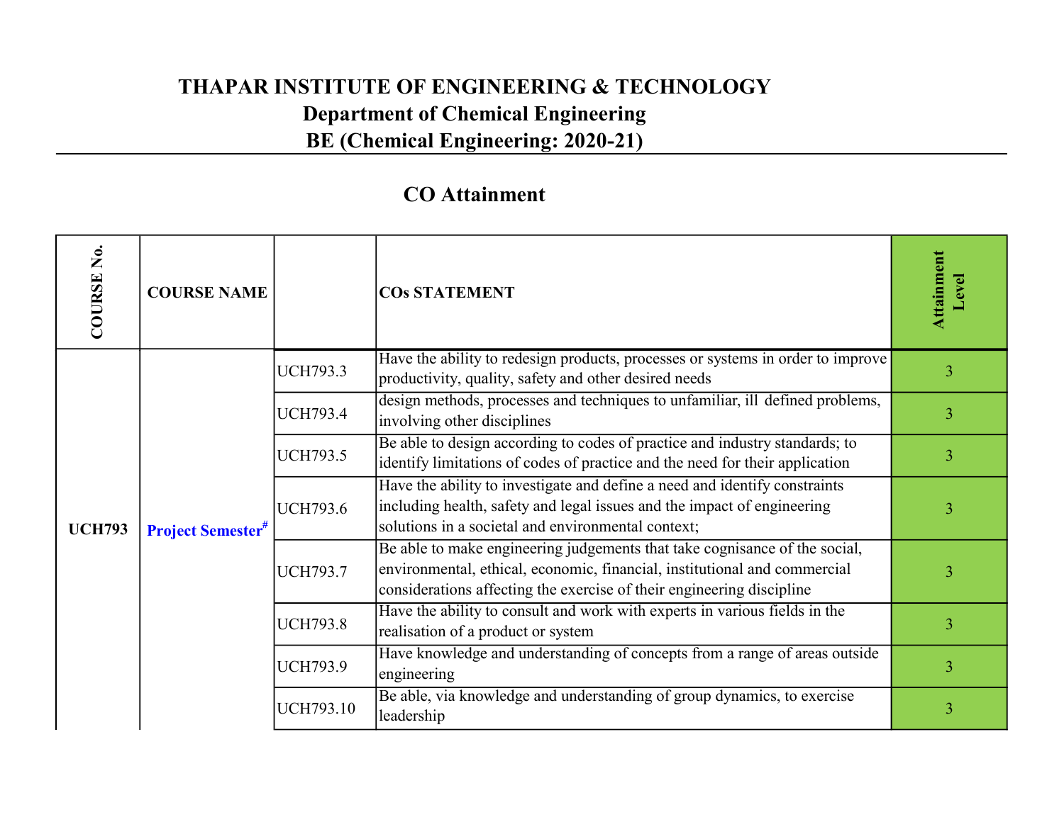# THAPAR INSTITUTE OF ENGINEERING & TECHNOLOGY
## Department of Chemical Engineering
## BE (Chemical Engineering: 2020-21)

## CO Attainment

| COURSE No. | COURSE NAME | | COs STATEMENT | Attainment Level |
|---|---|---|---|---|
| UCH793 | Project Semester[#] | UCH793.3 | Have the ability to redesign products, processes or systems in order to improve productivity, quality, safety and other desired needs | 3 |
| | | UCH793.4 | design methods, processes and techniques to unfamiliar, ill defined problems, involving other disciplines | 3 |
| | | UCH793.5 | Be able to design according to codes of practice and industry standards; to identify limitations of codes of practice and the need for their application | 3 |
| | | UCH793.6 | Have the ability to investigate and define a need and identify constraints including health, safety and legal issues and the impact of engineering solutions in a societal and environmental context; | 3 |
| | | UCH793.7 | Be able to make engineering judgements that take cognisance of the social, environmental, ethical, economic, financial, institutional and commercial considerations affecting the exercise of their engineering discipline | 3 |
| | | UCH793.8 | Have the ability to consult and work with experts in various fields in the realisation of a product or system | 3 |
| | | UCH793.9 | Have knowledge and understanding of concepts from a range of areas outside engineering | 3 |
| | | UCH793.10 | Be able, via knowledge and understanding of group dynamics, to exercise leadership | 3 |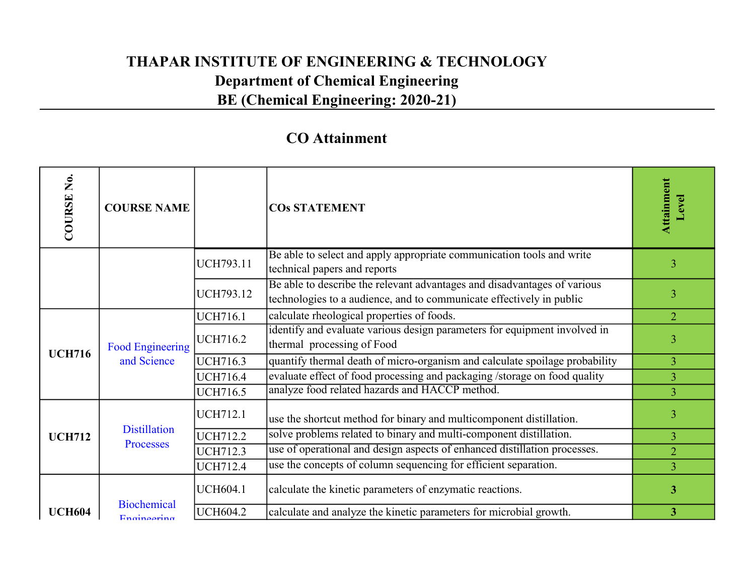# THAPAR INSTITUTE OF ENGINEERING & TECHNOLOGY

## Department of Chemical Engineering

## BE (Chemical Engineering: 2020-21)

## CO Attainment

| COURSE No. | COURSE NAME | | COs STATEMENT | Attainment Level |
|---|---|---|---|---|
| | | UCH793.11 | Be able to select and apply appropriate communication tools and write technical papers and reports | 3 |
| | | UCH793.12 | Be able to describe the relevant advantages and disadvantages of various technologies to a audience, and to communicate effectively in public | 3 |
| UCH716 | Food Engineering and Science | UCH716.1 | calculate rheological properties of foods. | 2 |
| | | UCH716.2 | identify and evaluate various design parameters for equipment involved in thermal processing of Food | 3 |
| | | UCH716.3 | quantify thermal death of micro-organism and calculate spoilage probability | 3 |
| | | UCH716.4 | evaluate effect of food processing and packaging /storage on food quality | 3 |
| | | UCH716.5 | analyze food related hazards and HACCP method. | 3 |
| UCH712 | Distillation Processes | UCH712.1 | use the shortcut method for binary and multicomponent distillation. | 3 |
| | | UCH712.2 | solve problems related to binary and multi-component distillation. | 3 |
| | | UCH712.3 | use of operational and design aspects of enhanced distillation processes. | 2 |
| | | UCH712.4 | use the concepts of column sequencing for efficient separation. | 3 |
| UCH604 | Biochemical Engineering | UCH604.1 | calculate the kinetic parameters of enzymatic reactions. | **3** |
| | | UCH604.2 | calculate and analyze the kinetic parameters for microbial growth. | **3** |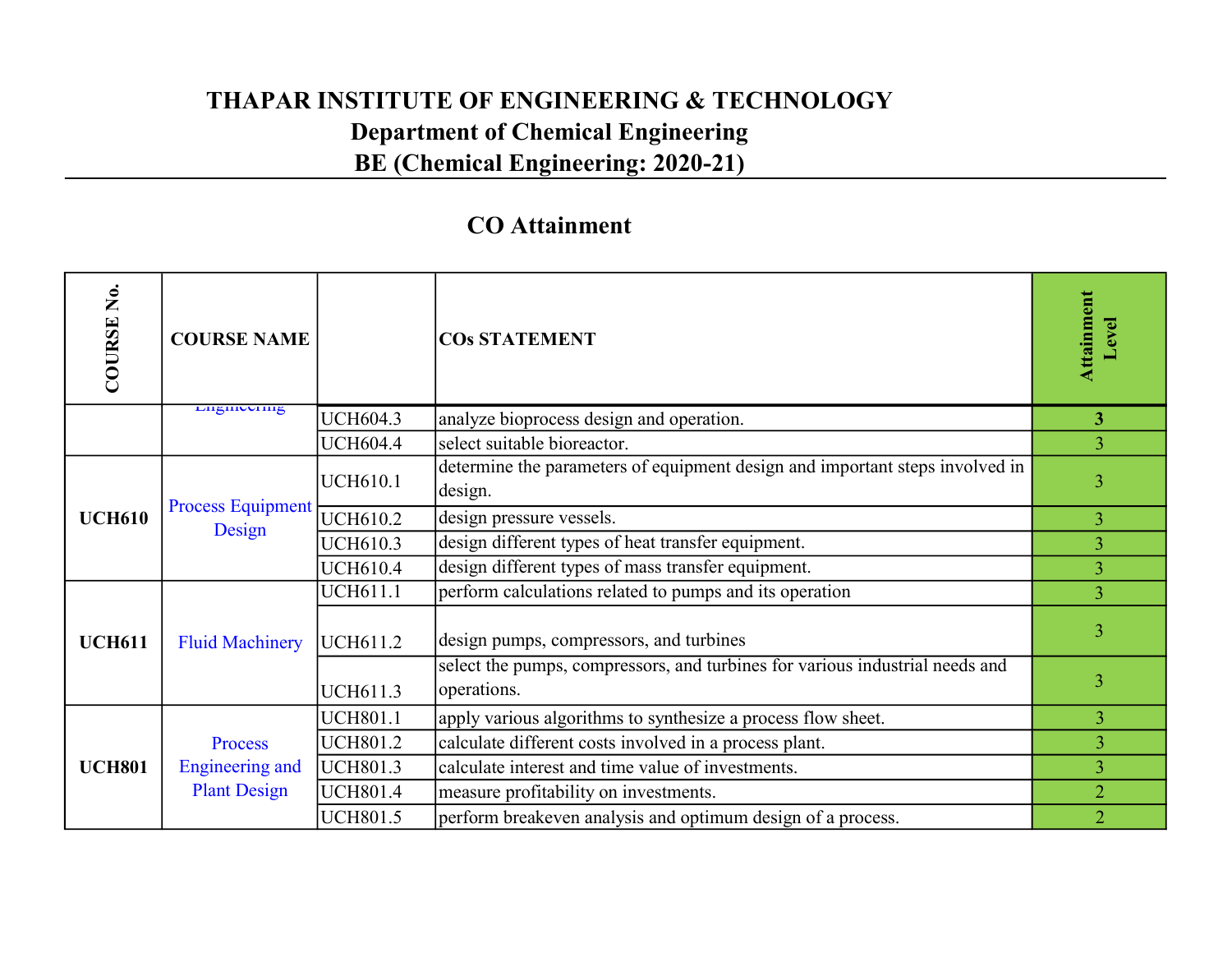# THAPAR INSTITUTE OF ENGINEERING & TECHNOLOGY
## Department of Chemical Engineering
## BE (Chemical Engineering: 2020-21)

## CO Attainment

| COURSE No. | COURSE NAME | | COs STATEMENT | Attainment Level |
|---|---|---|---|---|
| | Engineering | UCH604.3 | analyze bioprocess design and operation. | **3** |
| | | UCH604.4 | select suitable bioreactor. | 3 |
| **UCH610** | Process Equipment Design | UCH610.1 | determine the parameters of equipment design and important steps involved in design. | 3 |
| | | UCH610.2 | design pressure vessels. | 3 |
| | | UCH610.3 | design different types of heat transfer equipment. | 3 |
| | | UCH610.4 | design different types of mass transfer equipment. | 3 |
| **UCH611** | Fluid Machinery | UCH611.1 | perform calculations related to pumps and its operation | 3 |
| | | UCH611.2 | design pumps, compressors, and turbines | 3 |
| | | UCH611.3 | select the pumps, compressors, and turbines for various industrial needs and operations. | 3 |
| **UCH801** | Process Engineering and Plant Design | UCH801.1 | apply various algorithms to synthesize a process flow sheet. | 3 |
| | | UCH801.2 | calculate different costs involved in a process plant. | 3 |
| | | UCH801.3 | calculate interest and time value of investments. | 3 |
| | | UCH801.4 | measure profitability on investments. | 2 |
| | | UCH801.5 | perform breakeven analysis and optimum design of a process. | 2 |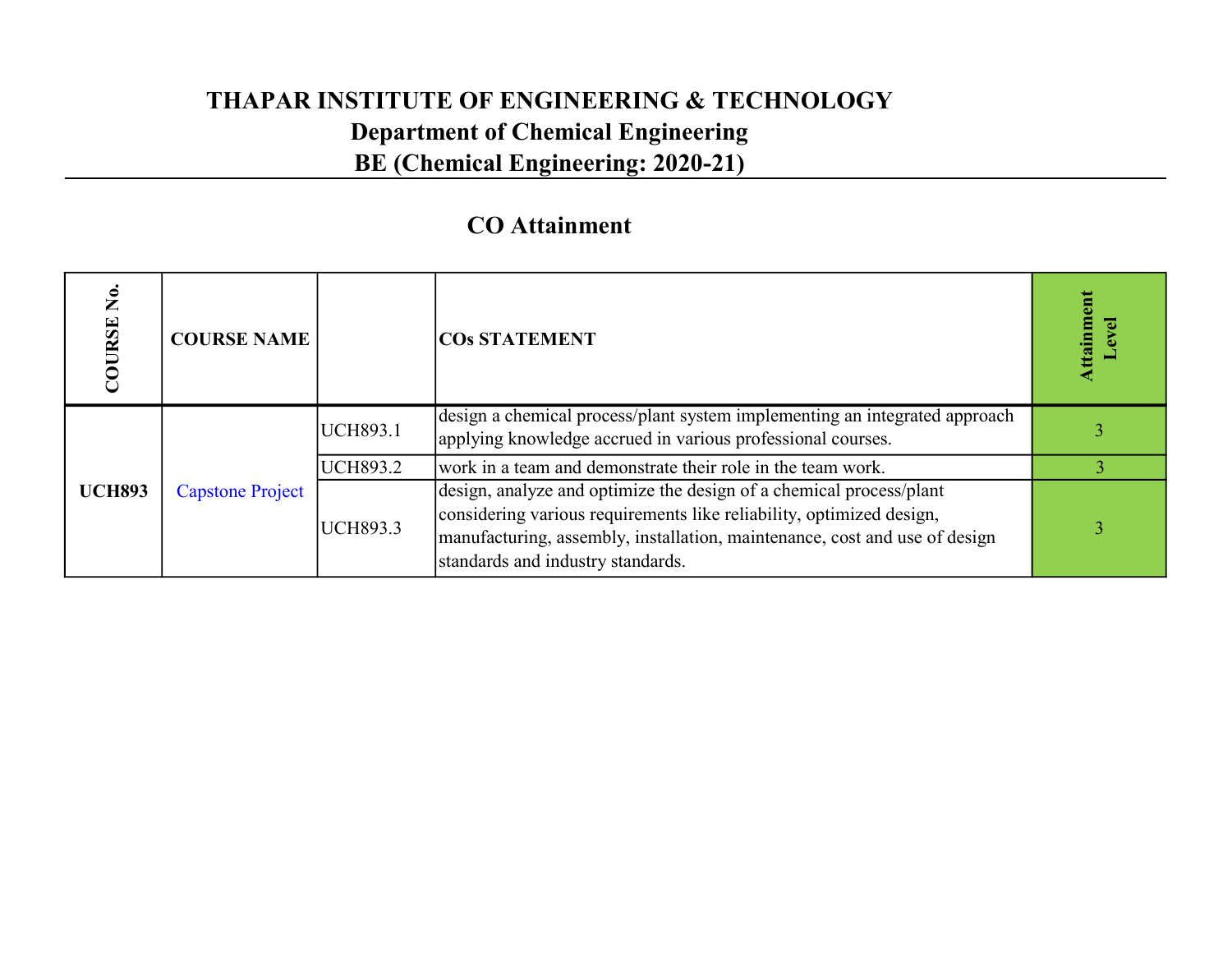# THAPAR INSTITUTE OF ENGINEERING & TECHNOLOGY
## Department of Chemical Engineering
## BE (Chemical Engineering: 2020-21)

## CO Attainment

| COURSE No. | COURSE NAME | | COs STATEMENT | Attainment Level |
|---|---|---|---|---|
| **UCH893** | Capstone Project | UCH893.1 | design a chemical process/plant system implementing an integrated approach applying knowledge accrued in various professional courses. | 3 |
| | | UCH893.2 | work in a team and demonstrate their role in the team work. | 3 |
| | | UCH893.3 | design, analyze and optimize the design of a chemical process/plant considering various requirements like reliability, optimized design, manufacturing, assembly, installation, maintenance, cost and use of design standards and industry standards. | 3 |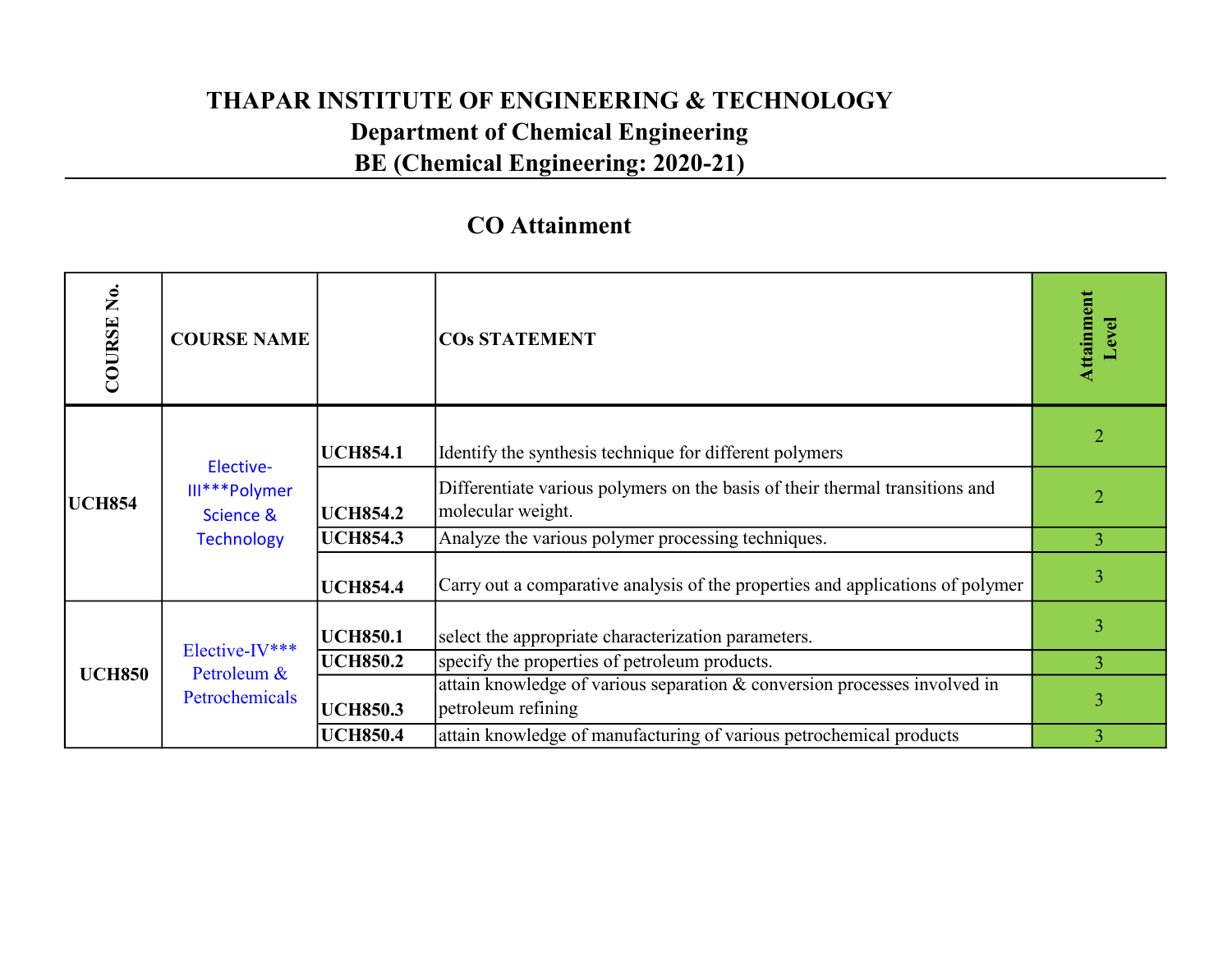# THAPAR INSTITUTE OF ENGINEERING & TECHNOLOGY

## Department of Chemical Engineering

## BE (Chemical Engineering: 2020-21)

## CO Attainment

| COURSE No. | COURSE NAME | | COs STATEMENT | Attainment Level |
|---|---|---|---|---|
| **UCH854** | Elective-III***Polymer Science & Technology | **UCH854.1** | Identify the synthesis technique for different polymers | 2 |
| | | **UCH854.2** | Differentiate various polymers on the basis of their thermal transitions and molecular weight. | 2 |
| | | **UCH854.3** | Analyze the various polymer processing techniques. | 3 |
| | | **UCH854.4** | Carry out a comparative analysis of the properties and applications of polymer | 3 |
| **UCH850** | Elective-IV*** Petroleum & Petrochemicals | **UCH850.1** | select the appropriate characterization parameters. | 3 |
| | | **UCH850.2** | specify the properties of petroleum products. | 3 |
| | | **UCH850.3** | attain knowledge of various separation & conversion processes involved in petroleum refining | 3 |
| | | **UCH850.4** | attain knowledge of manufacturing of various petrochemical products | 3 |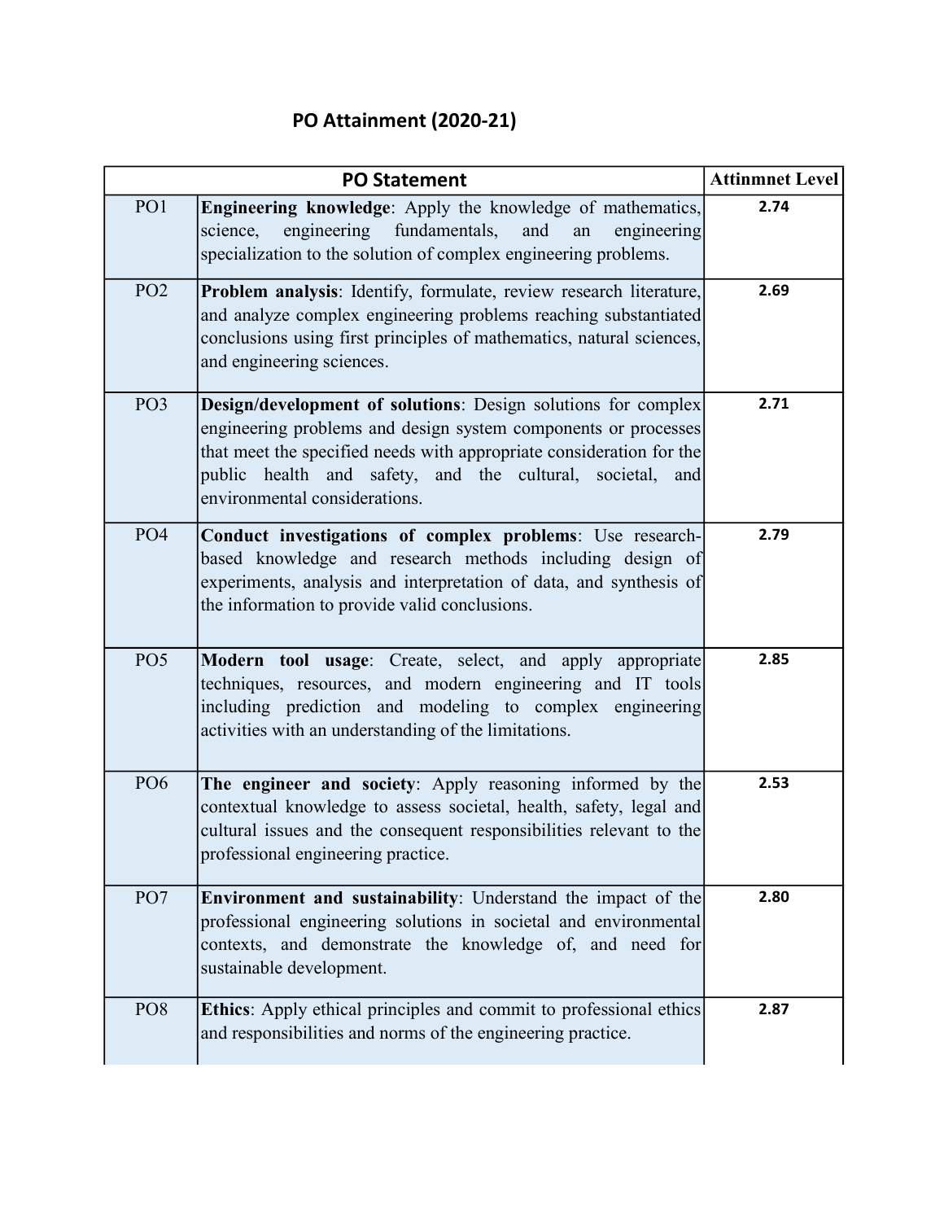# PO Attainment (2020-21)

| PO Statement | | Attinmnet Level |
|---|---|---|
| PO1 | **Engineering knowledge**: Apply the knowledge of mathematics, science, engineering fundamentals, and an engineering specialization to the solution of complex engineering problems. | **2.74** |
| PO2 | **Problem analysis**: Identify, formulate, review research literature, and analyze complex engineering problems reaching substantiated conclusions using first principles of mathematics, natural sciences, and engineering sciences. | **2.69** |
| PO3 | **Design/development of solutions**: Design solutions for complex engineering problems and design system components or processes that meet the specified needs with appropriate consideration for the public health and safety, and the cultural, societal, and environmental considerations. | **2.71** |
| PO4 | **Conduct investigations of complex problems**: Use research-based knowledge and research methods including design of experiments, analysis and interpretation of data, and synthesis of the information to provide valid conclusions. | **2.79** |
| PO5 | **Modern tool usage**: Create, select, and apply appropriate techniques, resources, and modern engineering and IT tools including prediction and modeling to complex engineering activities with an understanding of the limitations. | **2.85** |
| PO6 | **The engineer and society**: Apply reasoning informed by the contextual knowledge to assess societal, health, safety, legal and cultural issues and the consequent responsibilities relevant to the professional engineering practice. | **2.53** |
| PO7 | **Environment and sustainability**: Understand the impact of the professional engineering solutions in societal and environmental contexts, and demonstrate the knowledge of, and need for sustainable development. | **2.80** |
| PO8 | **Ethics**: Apply ethical principles and commit to professional ethics and responsibilities and norms of the engineering practice. | **2.87** |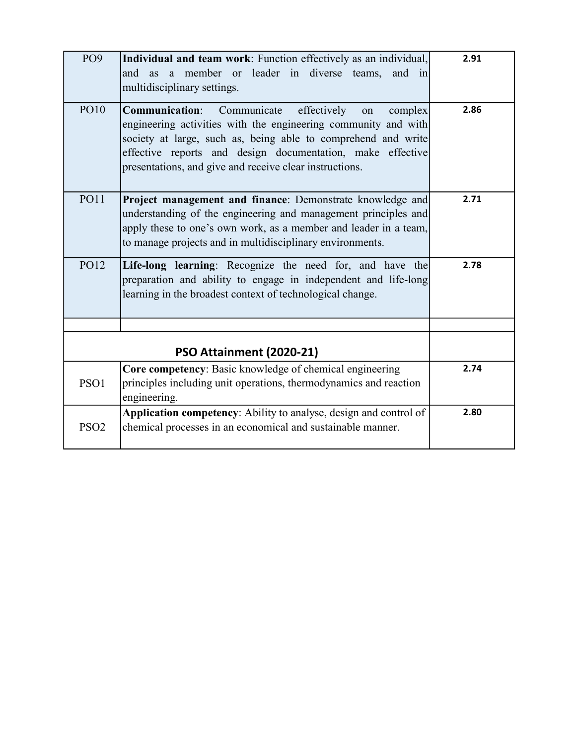| | | |
|---|---|---|
| PO9 | **Individual and team work**: Function effectively as an individual, and as a member or leader in diverse teams, and in multidisciplinary settings. | **2.91** |
| PO10 | **Communication**: Communicate effectively on complex engineering activities with the engineering community and with society at large, such as, being able to comprehend and write effective reports and design documentation, make effective presentations, and give and receive clear instructions. | **2.86** |
| PO11 | **Project management and finance**: Demonstrate knowledge and understanding of the engineering and management principles and apply these to one's own work, as a member and leader in a team, to manage projects and in multidisciplinary environments. | **2.71** |
| PO12 | **Life-long learning**: Recognize the need for, and have the preparation and ability to engage in independent and life-long learning in the broadest context of technological change. | **2.78** |
| | | |
| **PSO Attainment (2020-21)** | | |
| PSO1 | **Core competency**: Basic knowledge of chemical engineering principles including unit operations, thermodynamics and reaction engineering. | **2.74** |
| PSO2 | **Application competency**: Ability to analyse, design and control of chemical processes in an economical and sustainable manner. | **2.80** |